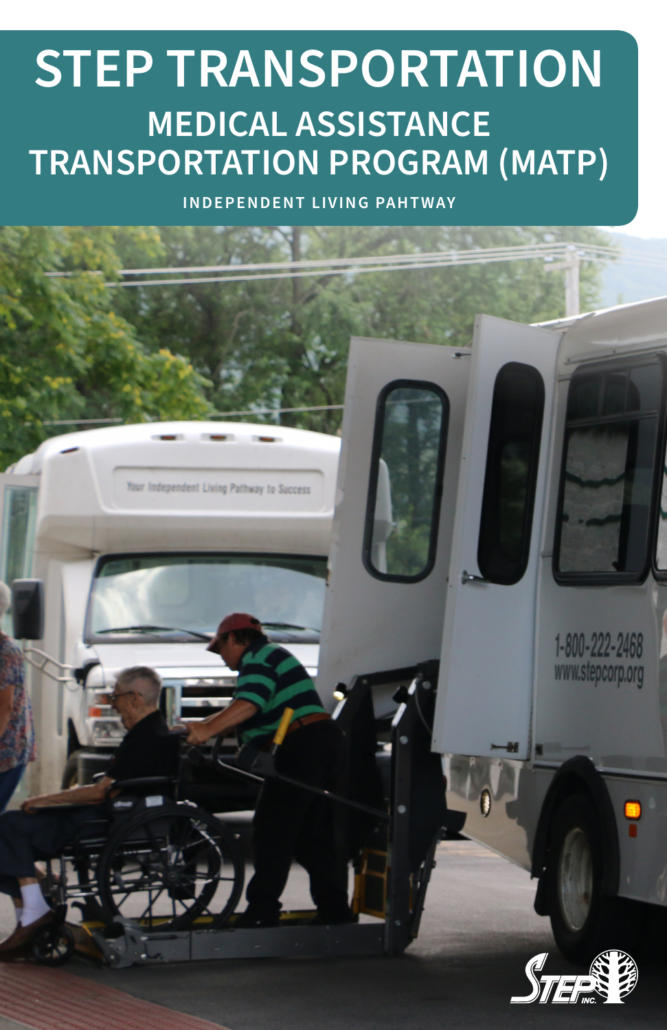# STEP TRANSPORTATION

## MEDICAL ASSISTANCE TRANSPORTATION PROGRAM (MATP)

INDEPENDENT LIVING PAHTWAY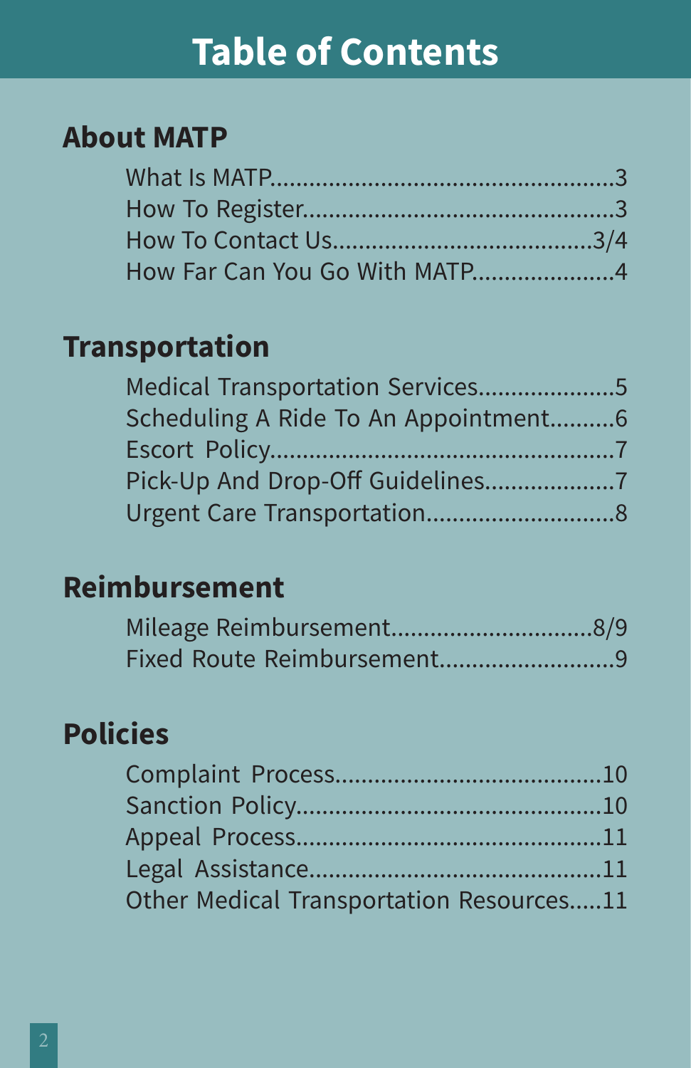# Table of Contents

## About MATP

What Is MATP....................................................3
How To Register..............................................3
How To Contact Us......................................3/4
How Far Can You Go With MATP.....................4

## Transportation

Medical Transportation Services....................5
Scheduling A Ride To An Appointment..........6
Escort Policy...................................................7
Pick-Up And Drop-Off Guidelines...................7
Urgent Care Transportation............................8

## Reimbursement

Mileage Reimbursement..............................8/9
Fixed Route Reimbursement..........................9

## Policies

Complaint Process.......................................10
Sanction Policy............................................10
Appeal Process............................................11
Legal Assistance..........................................11
Other Medical Transportation Resources.....11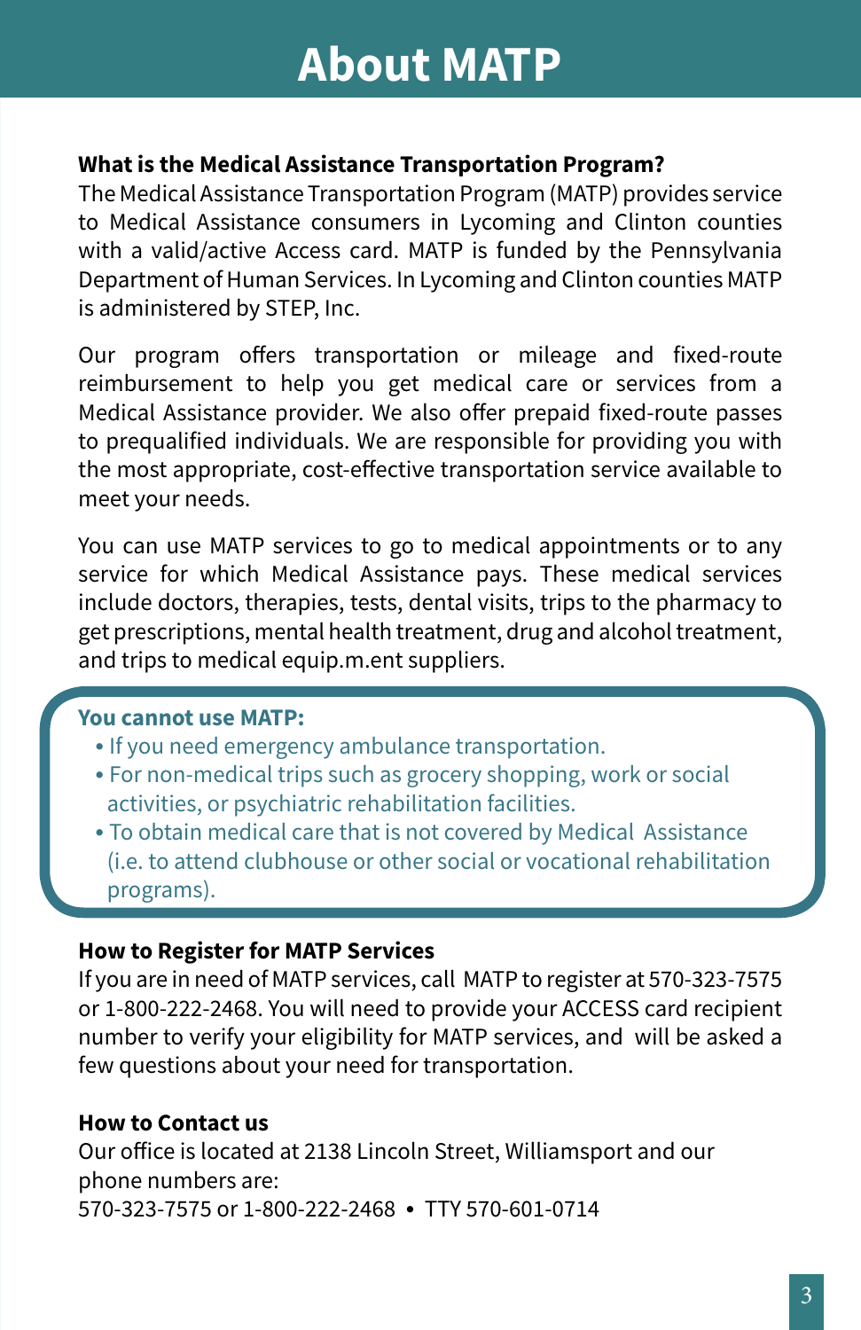# About MATP

**What is the Medical Assistance Transportation Program?**

The Medical Assistance Transportation Program (MATP) provides service to Medical Assistance consumers in Lycoming and Clinton counties with a valid/active Access card. MATP is funded by the Pennsylvania Department of Human Services. In Lycoming and Clinton counties MATP is administered by STEP, Inc.

Our program offers transportation or mileage and fixed-route reimbursement to help you get medical care or services from a Medical Assistance provider. We also offer prepaid fixed-route passes to prequalified individuals. We are responsible for providing you with the most appropriate, cost-effective transportation service available to meet your needs.

You can use MATP services to go to medical appointments or to any service for which Medical Assistance pays. These medical services include doctors, therapies, tests, dental visits, trips to the pharmacy to get prescriptions, mental health treatment, drug and alcohol treatment, and trips to medical equip.m.ent suppliers.

**You cannot use MATP:**

- If you need emergency ambulance transportation.
- For non-medical trips such as grocery shopping, work or social activities, or psychiatric rehabilitation facilities.
- To obtain medical care that is not covered by Medical Assistance (i.e. to attend clubhouse or other social or vocational rehabilitation programs).

**How to Register for MATP Services**

If you are in need of MATP services, call MATP to register at 570-323-7575 or 1-800-222-2468. You will need to provide your ACCESS card recipient number to verify your eligibility for MATP services, and will be asked a few questions about your need for transportation.

**How to Contact us**

Our office is located at 2138 Lincoln Street, Williamsport and our phone numbers are:
570-323-7575 or 1-800-222-2468 • TTY 570-601-0714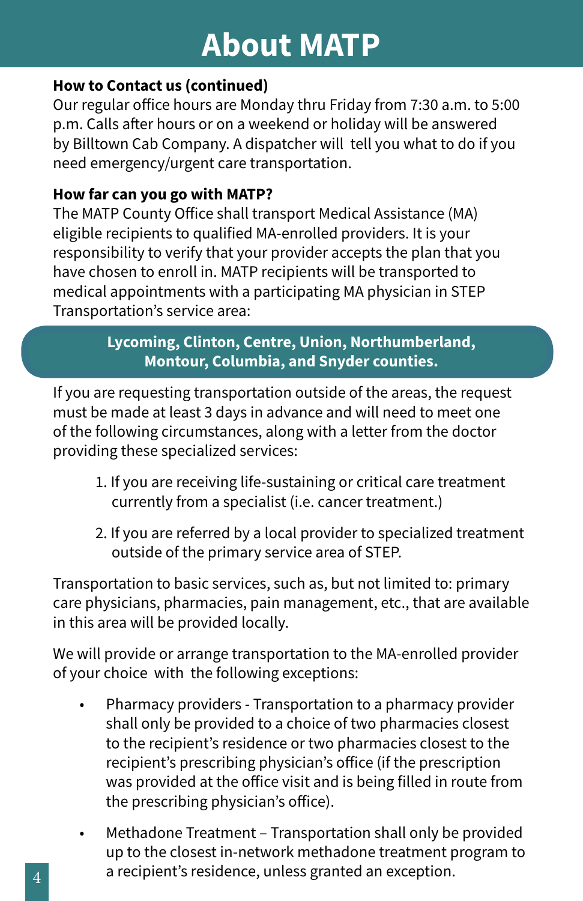# About MATP

**How to Contact us (continued)**

Our regular office hours are Monday thru Friday from 7:30 a.m. to 5:00 p.m. Calls after hours or on a weekend or holiday will be answered by Billtown Cab Company. A dispatcher will tell you what to do if you need emergency/urgent care transportation.

**How far can you go with MATP?**

The MATP County Office shall transport Medical Assistance (MA) eligible recipients to qualified MA-enrolled providers. It is your responsibility to verify that your provider accepts the plan that you have chosen to enroll in. MATP recipients will be transported to medical appointments with a participating MA physician in STEP Transportation's service area:

**Lycoming, Clinton, Centre, Union, Northumberland, Montour, Columbia, and Snyder counties.**

If you are requesting transportation outside of the areas, the request must be made at least 3 days in advance and will need to meet one of the following circumstances, along with a letter from the doctor providing these specialized services:

1. If you are receiving life-sustaining or critical care treatment currently from a specialist (i.e. cancer treatment.)
2. If you are referred by a local provider to specialized treatment outside of the primary service area of STEP.

Transportation to basic services, such as, but not limited to: primary care physicians, pharmacies, pain management, etc., that are available in this area will be provided locally.

We will provide or arrange transportation to the MA-enrolled provider of your choice with the following exceptions:

- Pharmacy providers - Transportation to a pharmacy provider shall only be provided to a choice of two pharmacies closest to the recipient's residence or two pharmacies closest to the recipient's prescribing physician's office (if the prescription was provided at the office visit and is being filled in route from the prescribing physician's office).
- Methadone Treatment – Transportation shall only be provided up to the closest in-network methadone treatment program to a recipient's residence, unless granted an exception.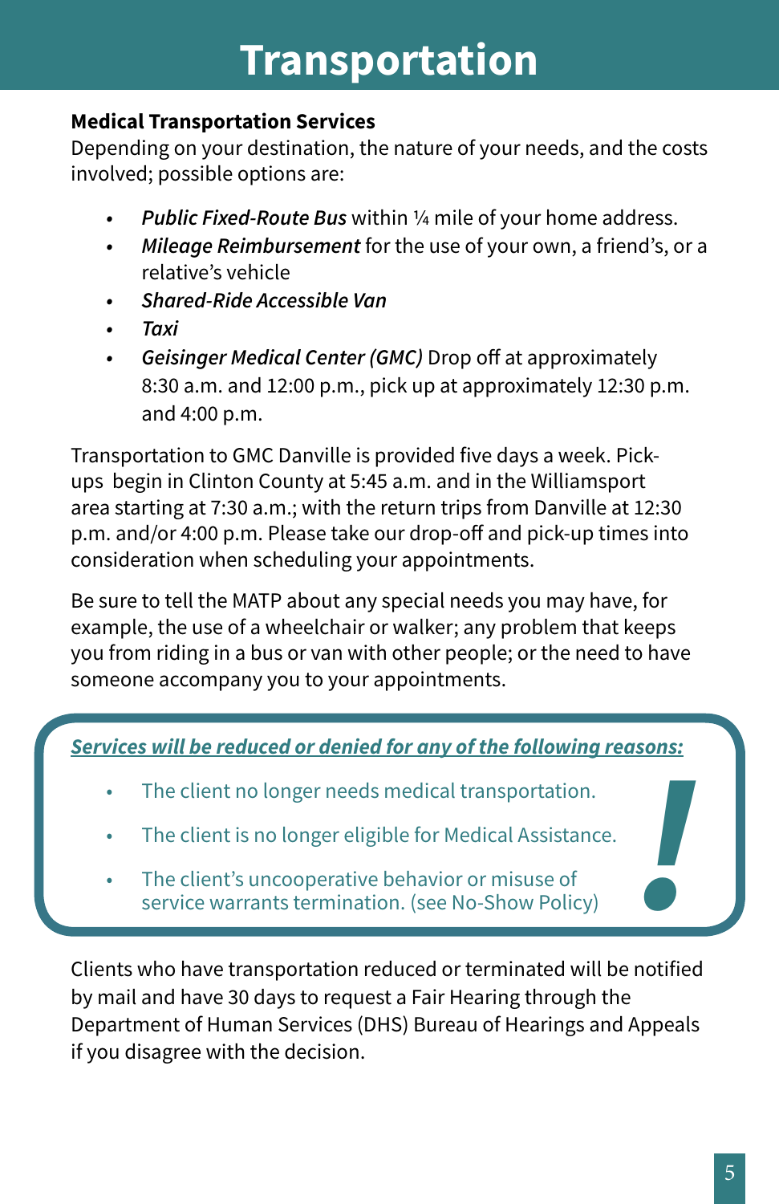# Transportation

**Medical Transportation Services**

Depending on your destination, the nature of your needs, and the costs involved; possible options are:

- ***Public Fixed-Route Bus*** within ¼ mile of your home address.
- ***Mileage Reimbursement*** for the use of your own, a friend's, or a relative's vehicle
- ***Shared-Ride Accessible Van***
- ***Taxi***
- ***Geisinger Medical Center (GMC)*** Drop off at approximately 8:30 a.m. and 12:00 p.m., pick up at approximately 12:30 p.m. and 4:00 p.m.

Transportation to GMC Danville is provided five days a week. Pick-ups begin in Clinton County at 5:45 a.m. and in the Williamsport area starting at 7:30 a.m.; with the return trips from Danville at 12:30 p.m. and/or 4:00 p.m. Please take our drop-off and pick-up times into consideration when scheduling your appointments.

Be sure to tell the MATP about any special needs you may have, for example, the use of a wheelchair or walker; any problem that keeps you from riding in a bus or van with other people; or the need to have someone accompany you to your appointments.

***Services will be reduced or denied for any of the following reasons:***

- The client no longer needs medical transportation.
- The client is no longer eligible for Medical Assistance.
- The client's uncooperative behavior or misuse of service warrants termination. (see No-Show Policy)

Clients who have transportation reduced or terminated will be notified by mail and have 30 days to request a Fair Hearing through the Department of Human Services (DHS) Bureau of Hearings and Appeals if you disagree with the decision.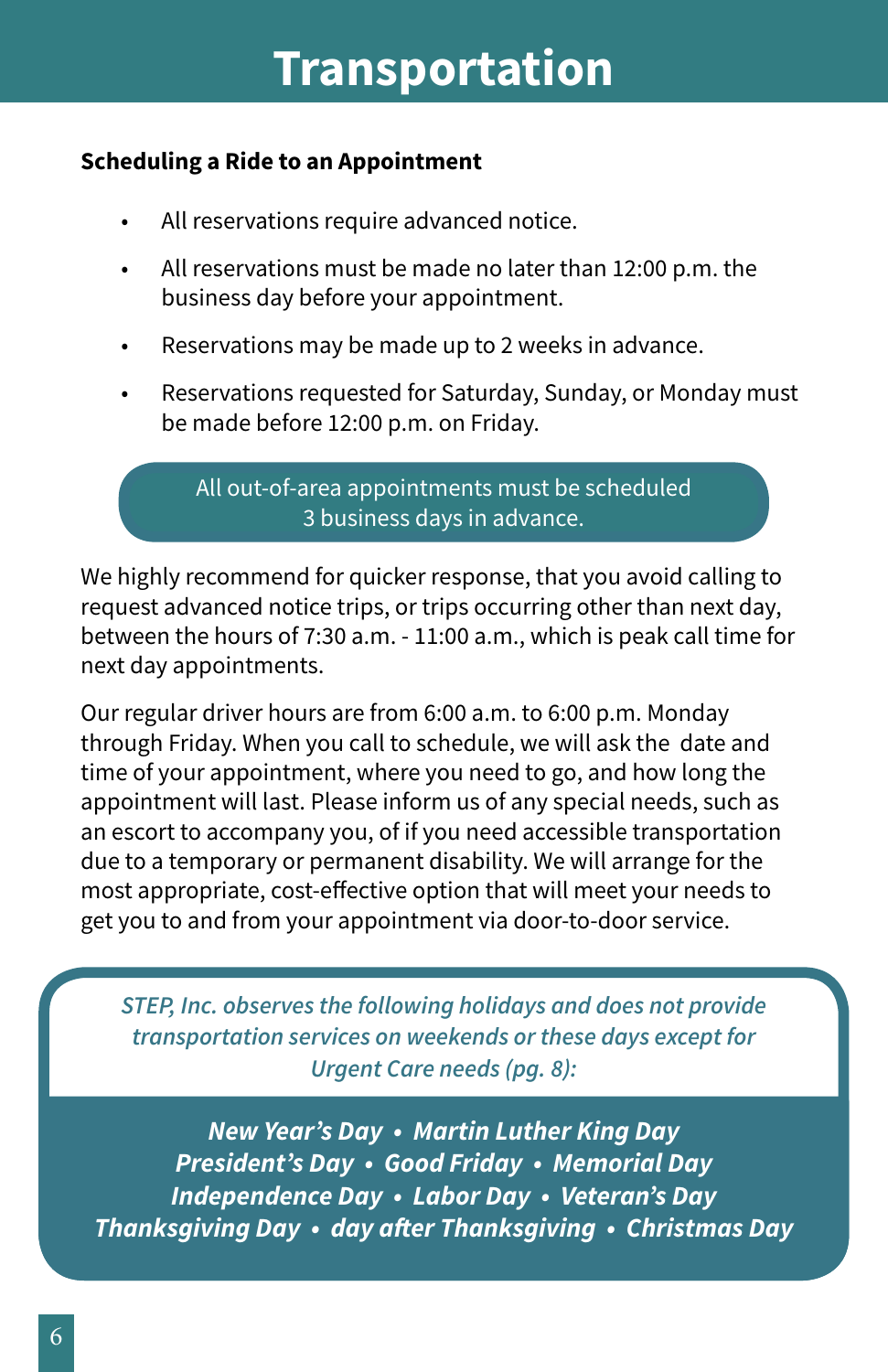# Transportation

**Scheduling a Ride to an Appointment**

- All reservations require advanced notice.
- All reservations must be made no later than 12:00 p.m. the business day before your appointment.
- Reservations may be made up to 2 weeks in advance.
- Reservations requested for Saturday, Sunday, or Monday must be made before 12:00 p.m. on Friday.

All out-of-area appointments must be scheduled 3 business days in advance.

We highly recommend for quicker response, that you avoid calling to request advanced notice trips, or trips occurring other than next day, between the hours of 7:30 a.m. - 11:00 a.m., which is peak call time for next day appointments.

Our regular driver hours are from 6:00 a.m. to 6:00 p.m. Monday through Friday. When you call to schedule, we will ask the date and time of your appointment, where you need to go, and how long the appointment will last. Please inform us of any special needs, such as an escort to accompany you, of if you need accessible transportation due to a temporary or permanent disability. We will arrange for the most appropriate, cost-effective option that will meet your needs to get you to and from your appointment via door-to-door service.

*STEP, Inc. observes the following holidays and does not provide transportation services on weekends or these days except for Urgent Care needs (pg. 8):*

***New Year's Day • Martin Luther King Day • President's Day • Good Friday • Memorial Day • Independence Day • Labor Day • Veteran's Day • Thanksgiving Day • day after Thanksgiving • Christmas Day***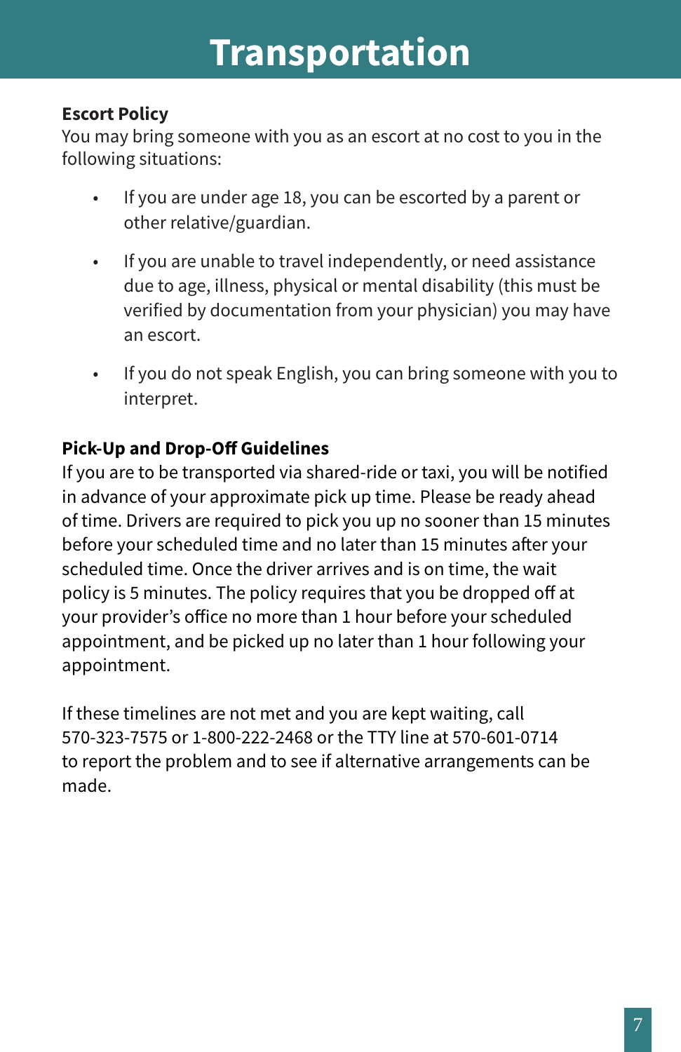# Transportation

**Escort Policy**

You may bring someone with you as an escort at no cost to you in the following situations:

- If you are under age 18, you can be escorted by a parent or other relative/guardian.
- If you are unable to travel independently, or need assistance due to age, illness, physical or mental disability (this must be verified by documentation from your physician) you may have an escort.
- If you do not speak English, you can bring someone with you to interpret.

**Pick-Up and Drop-Off Guidelines**

If you are to be transported via shared-ride or taxi, you will be notified in advance of your approximate pick up time. Please be ready ahead of time. Drivers are required to pick you up no sooner than 15 minutes before your scheduled time and no later than 15 minutes after your scheduled time. Once the driver arrives and is on time, the wait policy is 5 minutes. The policy requires that you be dropped off at your provider's office no more than 1 hour before your scheduled appointment, and be picked up no later than 1 hour following your appointment.

If these timelines are not met and you are kept waiting, call 570-323-7575 or 1-800-222-2468 or the TTY line at 570-601-0714 to report the problem and to see if alternative arrangements can be made.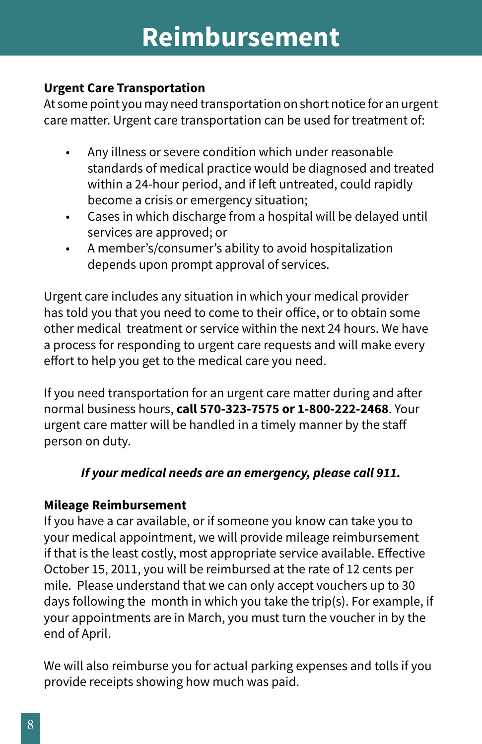# Reimbursement

**Urgent Care Transportation**

At some point you may need transportation on short notice for an urgent care matter. Urgent care transportation can be used for treatment of:

- Any illness or severe condition which under reasonable standards of medical practice would be diagnosed and treated within a 24-hour period, and if left untreated, could rapidly become a crisis or emergency situation;
- Cases in which discharge from a hospital will be delayed until services are approved; or
- A member's/consumer's ability to avoid hospitalization depends upon prompt approval of services.

Urgent care includes any situation in which your medical provider has told you that you need to come to their office, or to obtain some other medical treatment or service within the next 24 hours. We have a process for responding to urgent care requests and will make every effort to help you get to the medical care you need.

If you need transportation for an urgent care matter during and after normal business hours, **call 570-323-7575 or 1-800-222-2468**. Your urgent care matter will be handled in a timely manner by the staff person on duty.

***If your medical needs are an emergency, please call 911.***

**Mileage Reimbursement**

If you have a car available, or if someone you know can take you to your medical appointment, we will provide mileage reimbursement if that is the least costly, most appropriate service available. Effective October 15, 2011, you will be reimbursed at the rate of 12 cents per mile. Please understand that we can only accept vouchers up to 30 days following the month in which you take the trip(s). For example, if your appointments are in March, you must turn the voucher in by the end of April.

We will also reimburse you for actual parking expenses and tolls if you provide receipts showing how much was paid.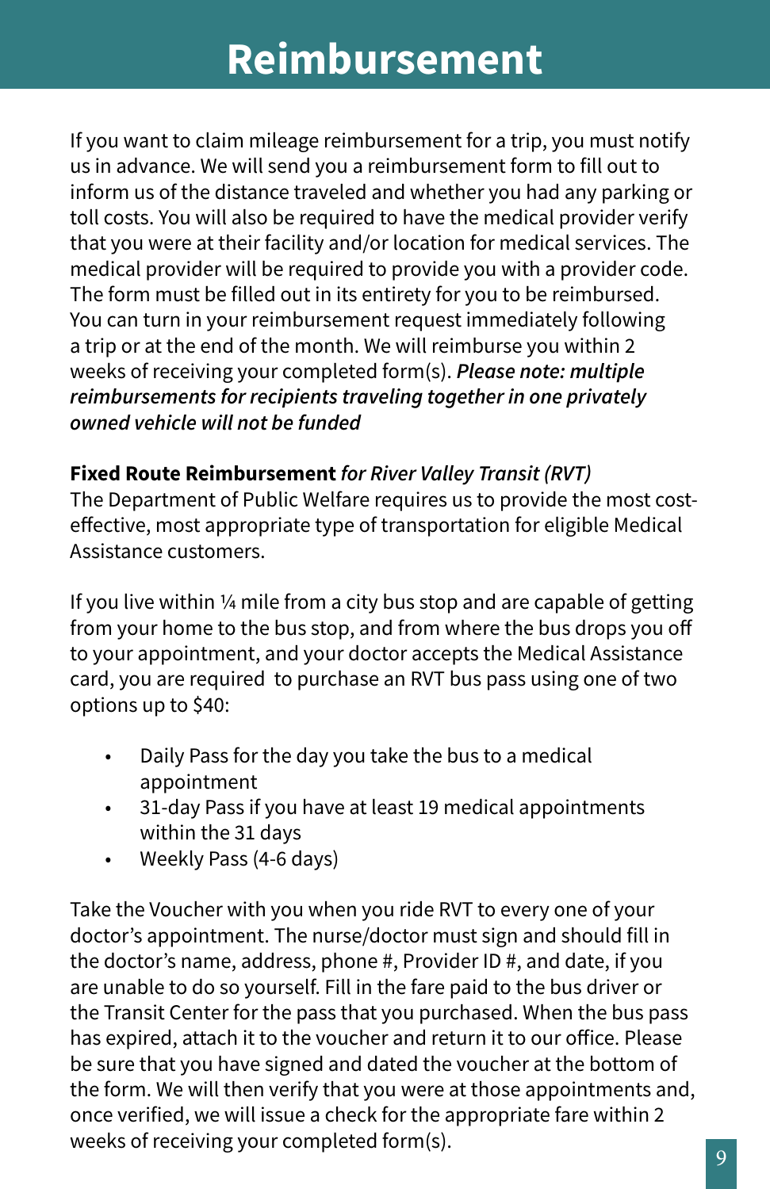# Reimbursement

If you want to claim mileage reimbursement for a trip, you must notify us in advance. We will send you a reimbursement form to fill out to inform us of the distance traveled and whether you had any parking or toll costs. You will also be required to have the medical provider verify that you were at their facility and/or location for medical services. The medical provider will be required to provide you with a provider code. The form must be filled out in its entirety for you to be reimbursed. You can turn in your reimbursement request immediately following a trip or at the end of the month. We will reimburse you within 2 weeks of receiving your completed form(s). ***Please note: multiple reimbursements for recipients traveling together in one privately owned vehicle will not be funded***

**Fixed Route Reimbursement** *for River Valley Transit (RVT)*
The Department of Public Welfare requires us to provide the most cost-effective, most appropriate type of transportation for eligible Medical Assistance customers.

If you live within ¼ mile from a city bus stop and are capable of getting from your home to the bus stop, and from where the bus drops you off to your appointment, and your doctor accepts the Medical Assistance card, you are required to purchase an RVT bus pass using one of two options up to $40:

- Daily Pass for the day you take the bus to a medical appointment
- 31-day Pass if you have at least 19 medical appointments within the 31 days
- Weekly Pass (4-6 days)

Take the Voucher with you when you ride RVT to every one of your doctor's appointment. The nurse/doctor must sign and should fill in the doctor's name, address, phone #, Provider ID #, and date, if you are unable to do so yourself. Fill in the fare paid to the bus driver or the Transit Center for the pass that you purchased. When the bus pass has expired, attach it to the voucher and return it to our office. Please be sure that you have signed and dated the voucher at the bottom of the form. We will then verify that you were at those appointments and, once verified, we will issue a check for the appropriate fare within 2 weeks of receiving your completed form(s).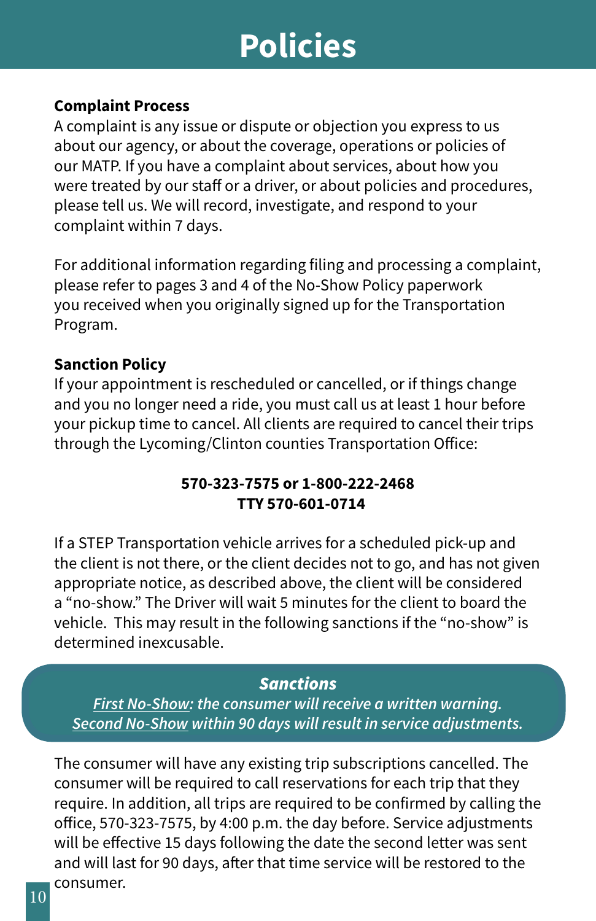# Policies

**Complaint Process**

A complaint is any issue or dispute or objection you express to us about our agency, or about the coverage, operations or policies of our MATP. If you have a complaint about services, about how you were treated by our staff or a driver, or about policies and procedures, please tell us. We will record, investigate, and respond to your complaint within 7 days.

For additional information regarding filing and processing a complaint, please refer to pages 3 and 4 of the No-Show Policy paperwork you received when you originally signed up for the Transportation Program.

**Sanction Policy**

If your appointment is rescheduled or cancelled, or if things change and you no longer need a ride, you must call us at least 1 hour before your pickup time to cancel. All clients are required to cancel their trips through the Lycoming/Clinton counties Transportation Office:

**570-323-7575 or 1-800-222-2468**
**TTY 570-601-0714**

If a STEP Transportation vehicle arrives for a scheduled pick-up and the client is not there, or the client decides not to go, and has not given appropriate notice, as described above, the client will be considered a "no-show." The Driver will wait 5 minutes for the client to board the vehicle. This may result in the following sanctions if the "no-show" is determined inexcusable.

***Sanctions***

*<u>First No-Show</u>: the consumer will receive a written warning.*
*<u>Second No-Show</u> within 90 days will result in service adjustments.*

The consumer will have any existing trip subscriptions cancelled. The consumer will be required to call reservations for each trip that they require. In addition, all trips are required to be confirmed by calling the office, 570-323-7575, by 4:00 p.m. the day before. Service adjustments will be effective 15 days following the date the second letter was sent and will last for 90 days, after that time service will be restored to the consumer.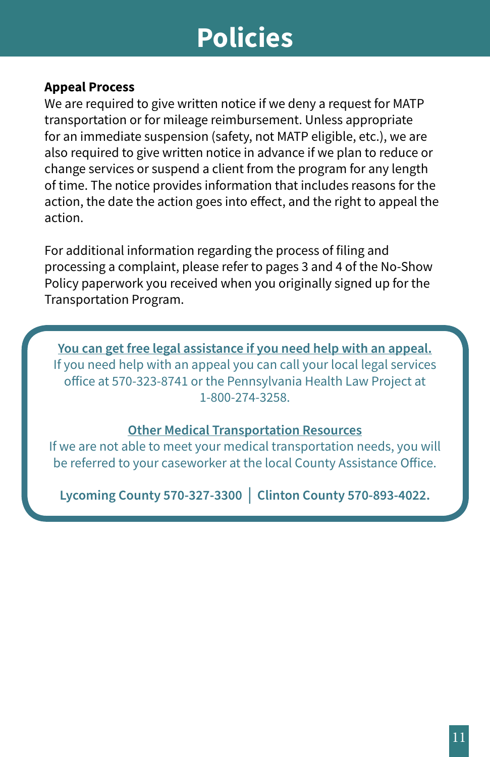# Policies

**Appeal Process**

We are required to give written notice if we deny a request for MATP transportation or for mileage reimbursement. Unless appropriate for an immediate suspension (safety, not MATP eligible, etc.), we are also required to give written notice in advance if we plan to reduce or change services or suspend a client from the program for any length of time. The notice provides information that includes reasons for the action, the date the action goes into effect, and the right to appeal the action.

For additional information regarding the process of filing and processing a complaint, please refer to pages 3 and 4 of the No-Show Policy paperwork you received when you originally signed up for the Transportation Program.

**You can get free legal assistance if you need help with an appeal.**

If you need help with an appeal you can call your local legal services office at 570-323-8741 or the Pennsylvania Health Law Project at 1-800-274-3258.

**Other Medical Transportation Resources**

If we are not able to meet your medical transportation needs, you will be referred to your caseworker at the local County Assistance Office.

**Lycoming County 570-327-3300 | Clinton County 570-893-4022.**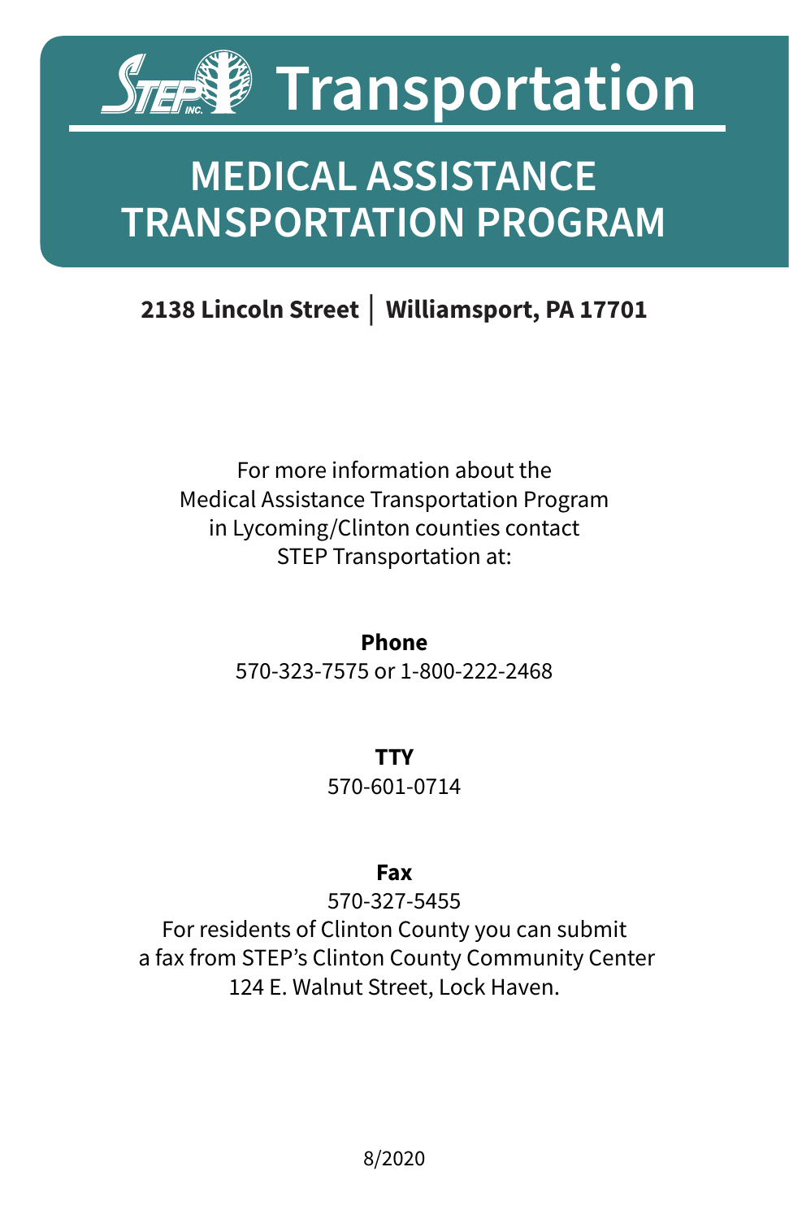# STEP Transportation

## MEDICAL ASSISTANCE TRANSPORTATION PROGRAM

**2138 Lincoln Street | Williamsport, PA 17701**

For more information about the Medical Assistance Transportation Program in Lycoming/Clinton counties contact STEP Transportation at:

**Phone**

570-323-7575 or 1-800-222-2468

**TTY**

570-601-0714

**Fax**

570-327-5455

For residents of Clinton County you can submit a fax from STEP's Clinton County Community Center 124 E. Walnut Street, Lock Haven.

8/2020